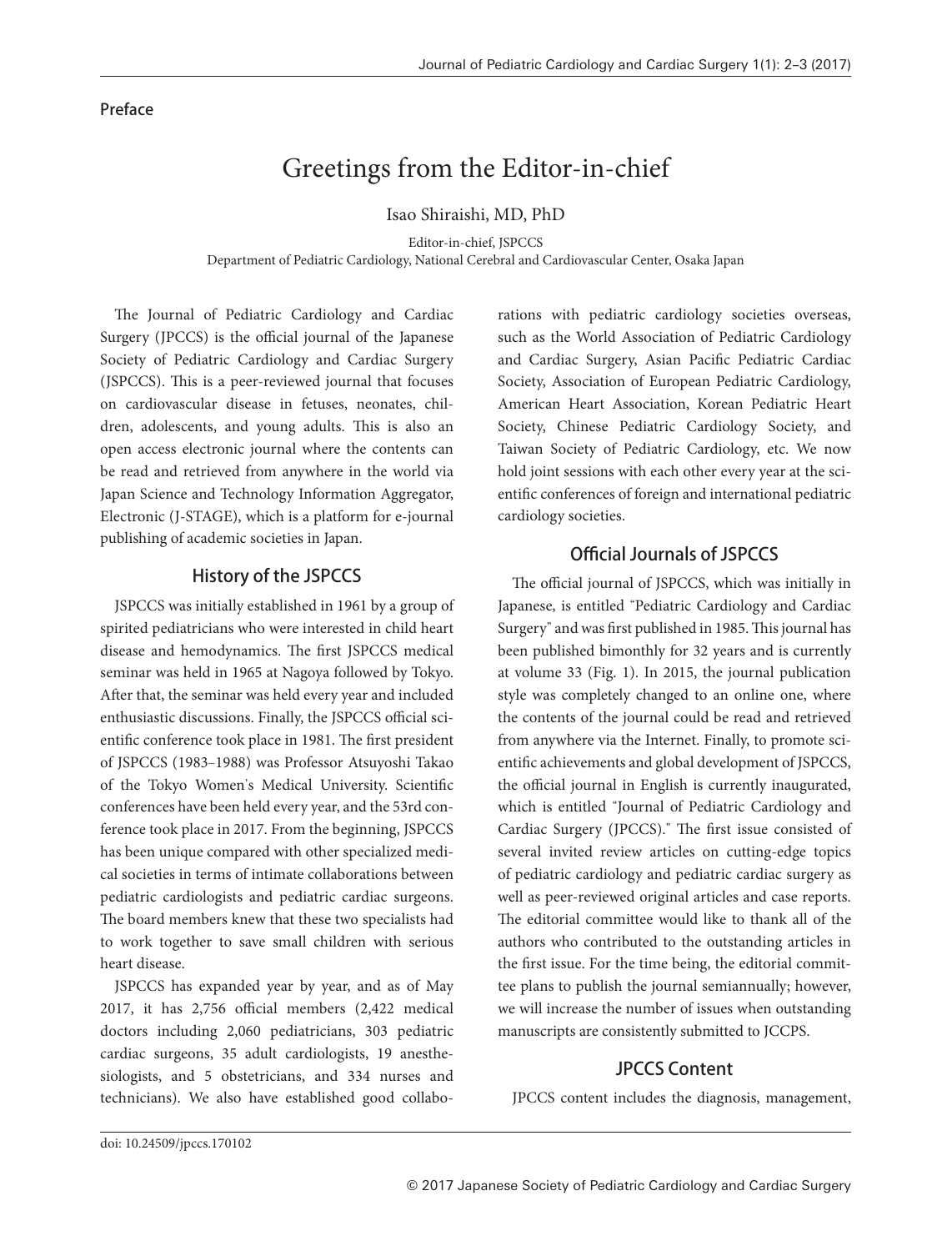Preface

# Greetings from the Editor-in-chief

Isao Shiraishi, MD, PhD

Editor-in-chief, JSPCCS
Department of Pediatric Cardiology, National Cerebral and Cardiovascular Center, Osaka Japan

The Journal of Pediatric Cardiology and Cardiac Surgery (JPCCS) is the official journal of the Japanese Society of Pediatric Cardiology and Cardiac Surgery (JSPCCS). This is a peer-reviewed journal that focuses on cardiovascular disease in fetuses, neonates, children, adolescents, and young adults. This is also an open access electronic journal where the contents can be read and retrieved from anywhere in the world via Japan Science and Technology Information Aggregator, Electronic (J-STAGE), which is a platform for e-journal publishing of academic societies in Japan.

## History of the JSPCCS

JSPCCS was initially established in 1961 by a group of spirited pediatricians who were interested in child heart disease and hemodynamics. The first JSPCCS medical seminar was held in 1965 at Nagoya followed by Tokyo. After that, the seminar was held every year and included enthusiastic discussions. Finally, the JSPCCS official scientific conference took place in 1981. The first president of JSPCCS (1983–1988) was Professor Atsuyoshi Takao of the Tokyo Women's Medical University. Scientific conferences have been held every year, and the 53rd conference took place in 2017. From the beginning, JSPCCS has been unique compared with other specialized medical societies in terms of intimate collaborations between pediatric cardiologists and pediatric cardiac surgeons. The board members knew that these two specialists had to work together to save small children with serious heart disease.

JSPCCS has expanded year by year, and as of May 2017, it has 2,756 official members (2,422 medical doctors including 2,060 pediatricians, 303 pediatric cardiac surgeons, 35 adult cardiologists, 19 anesthesiologists, and 5 obstetricians, and 334 nurses and technicians). We also have established good collaborations with pediatric cardiology societies overseas, such as the World Association of Pediatric Cardiology and Cardiac Surgery, Asian Pacific Pediatric Cardiac Society, Association of European Pediatric Cardiology, American Heart Association, Korean Pediatric Heart Society, Chinese Pediatric Cardiology Society, and Taiwan Society of Pediatric Cardiology, etc. We now hold joint sessions with each other every year at the scientific conferences of foreign and international pediatric cardiology societies.

## Official Journals of JSPCCS

The official journal of JSPCCS, which was initially in Japanese, is entitled "Pediatric Cardiology and Cardiac Surgery" and was first published in 1985. This journal has been published bimonthly for 32 years and is currently at volume 33 (Fig. 1). In 2015, the journal publication style was completely changed to an online one, where the contents of the journal could be read and retrieved from anywhere via the Internet. Finally, to promote scientific achievements and global development of JSPCCS, the official journal in English is currently inaugurated, which is entitled "Journal of Pediatric Cardiology and Cardiac Surgery (JPCCS)." The first issue consisted of several invited review articles on cutting-edge topics of pediatric cardiology and pediatric cardiac surgery as well as peer-reviewed original articles and case reports. The editorial committee would like to thank all of the authors who contributed to the outstanding articles in the first issue. For the time being, the editorial committee plans to publish the journal semiannually; however, we will increase the number of issues when outstanding manuscripts are consistently submitted to JCCPS.

## JPCCS Content

JPCCS content includes the diagnosis, management,

doi: 10.24509/jpccs.170102

© 2017 Japanese Society of Pediatric Cardiology and Cardiac Surgery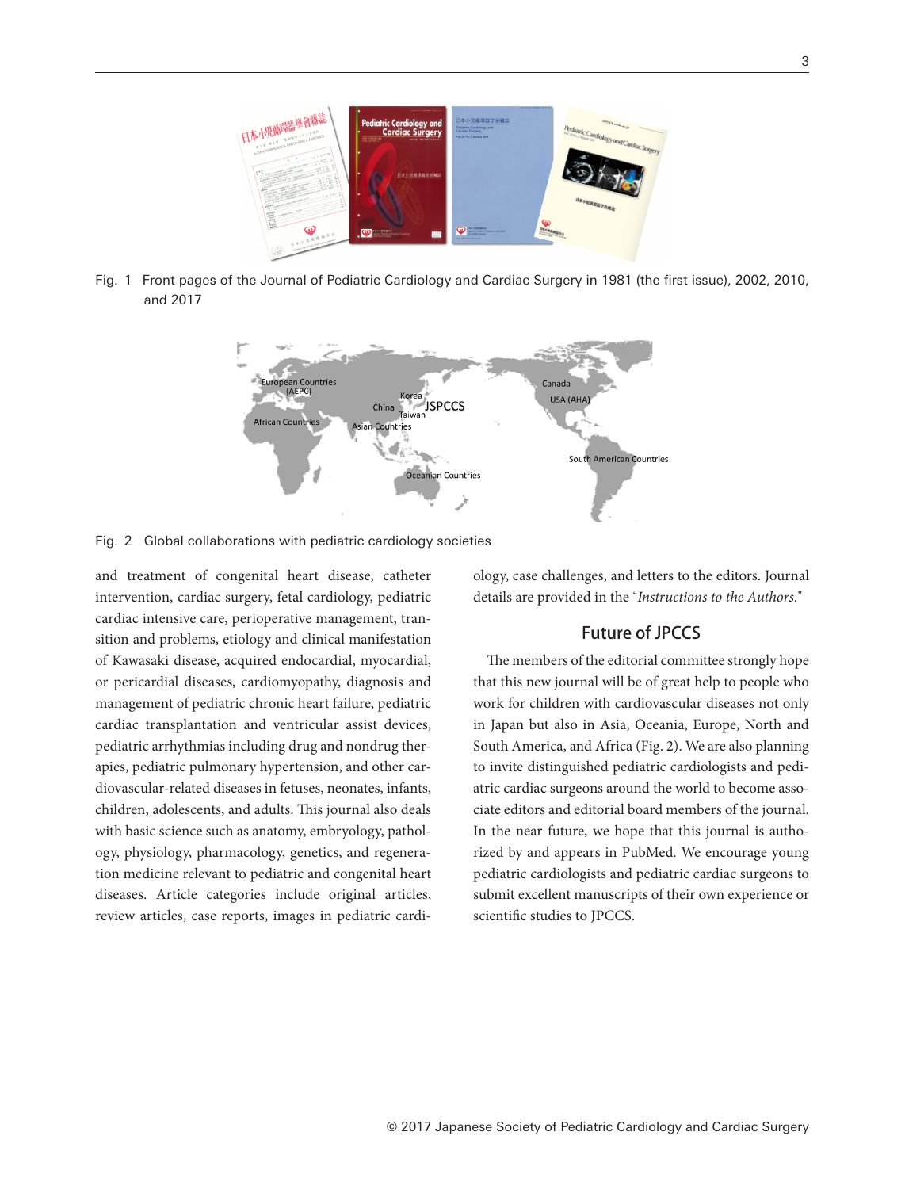Fig. 1 Front pages of the Journal of Pediatric Cardiology and Cardiac Surgery in 1981 (the first issue), 2002, 2010, and 2017

European Countries (AEPC)
African Countries
China
Korea
JSPCCS
Taiwan
Asian Countries
Oceanian Countries
Canada
USA (AHA)
South American Countries

Fig. 2 Global collaborations with pediatric cardiology societies

and treatment of congenital heart disease, catheter intervention, cardiac surgery, fetal cardiology, pediatric cardiac intensive care, perioperative management, transition and problems, etiology and clinical manifestation of Kawasaki disease, acquired endocardial, myocardial, or pericardial diseases, cardiomyopathy, diagnosis and management of pediatric chronic heart failure, pediatric cardiac transplantation and ventricular assist devices, pediatric arrhythmias including drug and nondrug therapies, pediatric pulmonary hypertension, and other cardiovascular-related diseases in fetuses, neonates, infants, children, adolescents, and adults. This journal also deals with basic science such as anatomy, embryology, pathology, physiology, pharmacology, genetics, and regeneration medicine relevant to pediatric and congenital heart diseases. Article categories include original articles, review articles, case reports, images in pediatric cardiology, case challenges, and letters to the editors. Journal details are provided in the "*Instructions to the Authors*."

## Future of JPCCS

The members of the editorial committee strongly hope that this new journal will be of great help to people who work for children with cardiovascular diseases not only in Japan but also in Asia, Oceania, Europe, North and South America, and Africa (Fig. 2). We are also planning to invite distinguished pediatric cardiologists and pediatric cardiac surgeons around the world to become associate editors and editorial board members of the journal. In the near future, we hope that this journal is authorized by and appears in PubMed. We encourage young pediatric cardiologists and pediatric cardiac surgeons to submit excellent manuscripts of their own experience or scientific studies to JPCCS.